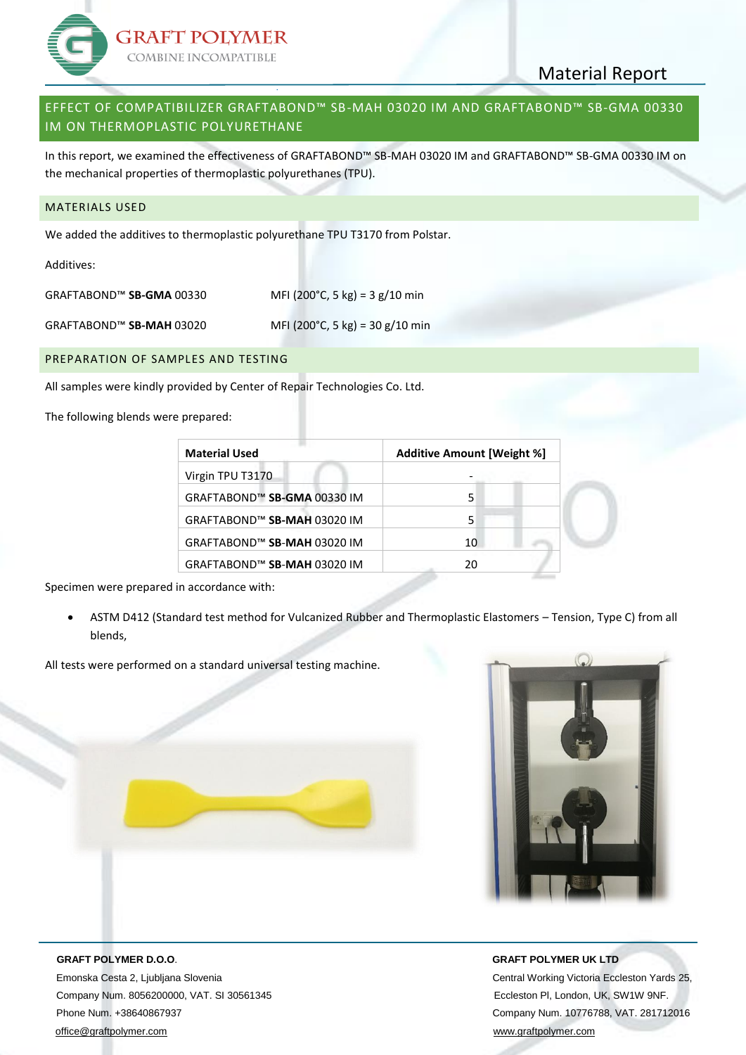# Material Report

## EFFECT OF COMPATIBILIZER GRAFTABOND™ SB-MAH 03020 IM AND GRAFTABOND™ SB-GMA 00330 IM ON THERMOPLASTIC POLYURETHANE

In this report, we examined the effectiveness of GRAFTABOND™ SB-MAH 03020 IM and GRAFTABOND™ SB-GMA 00330 IM on the mechanical properties of thermoplastic polyurethanes (TPU).

### MATERIALS USED

We added the additives to thermoplastic polyurethane TPU T3170 from Polstar.

Additives:

GRAFTABOND™ **SB-GMA** 00330 MFI (200°C, 5 kg) = 3 g/10 min

GRAFTABOND™ **SB-MAH** 03020 MFI (200°C, 5 kg) = 30 g/10 min

### PREPARATION OF SAMPLES AND TESTING

All samples were kindly provided by Center of Repair Technologies Co. Ltd.

The following blends were prepared:

| Material Used | Additive Amount [Weight %] |
|---|---|
| Virgin TPU T3170 | - |
| GRAFTABOND™ **SB-GMA** 00330 IM | 5 |
| GRAFTABOND™ **SB-MAH** 03020 IM | 5 |
| GRAFTABOND™ **SB-MAH** 03020 IM | 10 |
| GRAFTABOND™ **SB-MAH** 03020 IM | 20 |

Specimen were prepared in accordance with:

- ASTM D412 (Standard test method for Vulcanized Rubber and Thermoplastic Elastomers – Tension, Type C) from all blends,

All tests were performed on a standard universal testing machine.

**GRAFT POLYMER D.O.O.**
Emonska Cesta 2, Ljubljana Slovenia
Company Num. 8056200000, VAT. SI 30561345
Phone Num. +38640867937
office@graftpolymer.com

**GRAFT POLYMER UK LTD**
Central Working Victoria Eccleston Yards 25, Eccleston Pl, London, UK, SW1W 9NF.
Company Num. 10776788, VAT. 281712016
www.graftpolymer.com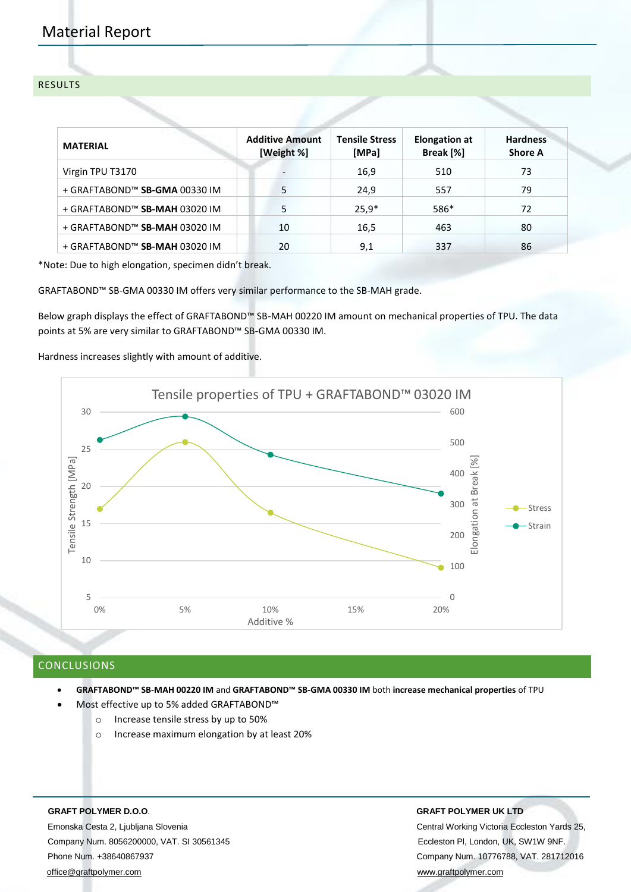# Material Report

## RESULTS

| MATERIAL | Additive Amount [Weight %] | Tensile Stress [MPa] | Elongation at Break [%] | Hardness Shore A |
|---|---|---|---|---|
| Virgin TPU T3170 | - | 16,9 | 510 | 73 |
| + GRAFTABOND™ **SB-GMA** 00330 IM | 5 | 24,9 | 557 | 79 |
| + GRAFTABOND™ **SB-MAH** 03020 IM | 5 | 25,9* | 586* | 72 |
| + GRAFTABOND™ **SB-MAH** 03020 IM | 10 | 16,5 | 463 | 80 |
| + GRAFTABOND™ **SB-MAH** 03020 IM | 20 | 9,1 | 337 | 86 |

*Note: Due to high elongation, specimen didn't break.

GRAFTABOND™ SB-GMA 00330 IM offers very similar performance to the SB-MAH grade.

Below graph displays the effect of GRAFTABOND™ SB-MAH 00220 IM amount on mechanical properties of TPU. The data points at 5% are very similar to GRAFTABOND™ SB-GMA 00330 IM.

Hardness increases slightly with amount of additive.

Tensile properties of TPU + GRAFTABOND™ 03020 IM

Tensile Strength [MPa]: 5, 10, 15, 20, 25, 30

Elongation at Break [%]: 0, 100, 200, 300, 400, 500, 600

Additive %: 0%, 5%, 10%, 15%, 20%

Stress

Strain

## CONCLUSIONS

- **GRAFTABOND™ SB-MAH 00220 IM** and **GRAFTABOND™ SB-GMA 00330 IM** both **increase mechanical properties** of TPU
- Most effective up to 5% added GRAFTABOND™
  - Increase tensile stress by up to 50%
  - Increase maximum elongation by at least 20%

**GRAFT POLYMER D.O.O.**
Emonska Cesta 2, Ljubljana Slovenia
Company Num. 8056200000, VAT. SI 30561345
Phone Num. +38640867937
office@graftpolymer.com

**GRAFT POLYMER UK LTD**
Central Working Victoria Eccleston Yards 25,
Eccleston Pl, London, UK, SW1W 9NF.
Company Num. 10776788, VAT. 281712016
www.graftpolymer.com